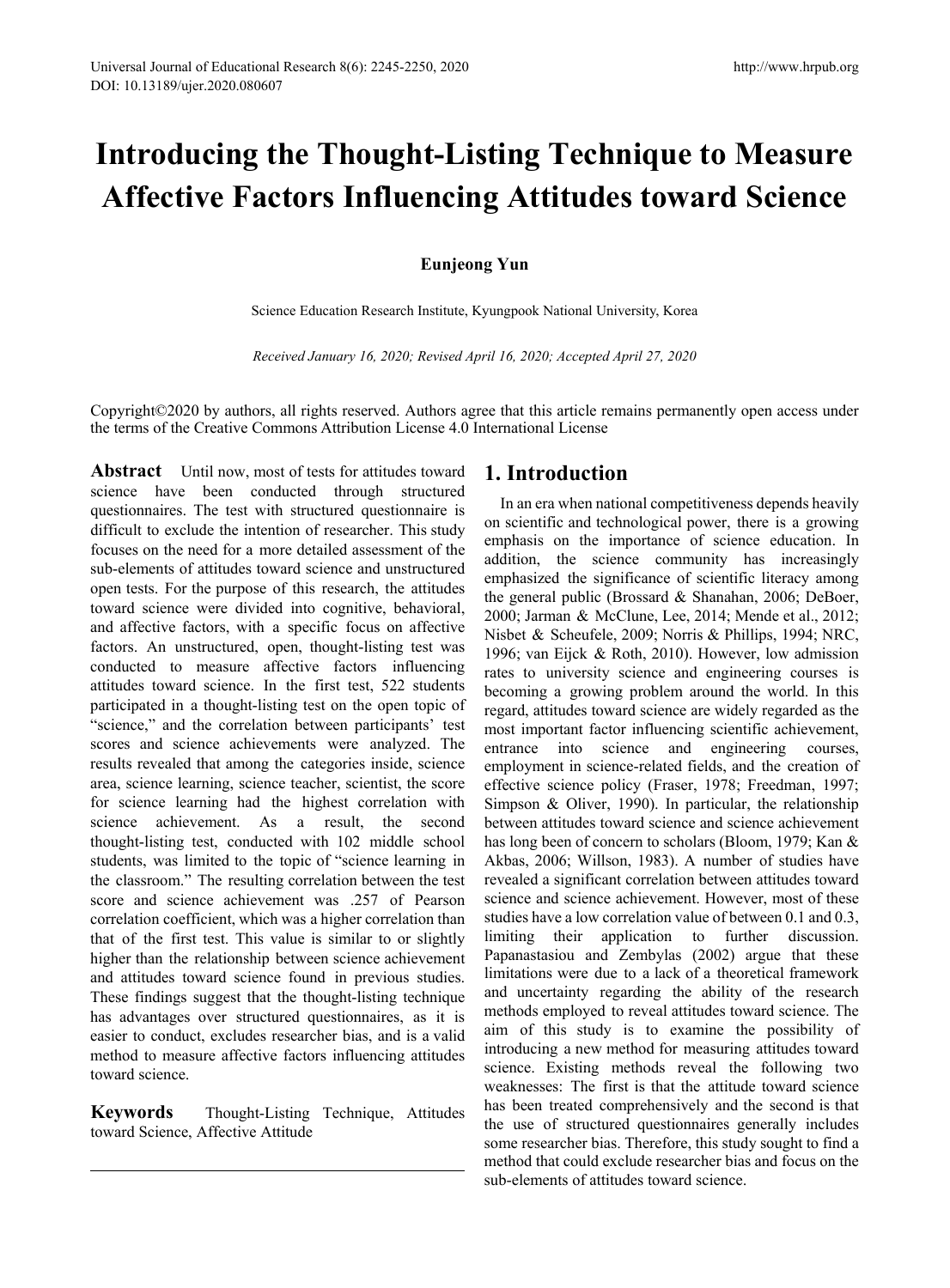# Introducing the Thought-Listing Technique to Measure Affective Factors Influencing Attitudes toward Science

**Eunjeong Yun**

Science Education Research Institute, Kyungpook National University, Korea

*Received January 16, 2020; Revised April 16, 2020; Accepted April 27, 2020*

Copyright©2020 by authors, all rights reserved. Authors agree that this article remains permanently open access under the terms of the Creative Commons Attribution License 4.0 International License

**Abstract** Until now, most of tests for attitudes toward science have been conducted through structured questionnaires. The test with structured questionnaire is difficult to exclude the intention of researcher. This study focuses on the need for a more detailed assessment of the sub-elements of attitudes toward science and unstructured open tests. For the purpose of this research, the attitudes toward science were divided into cognitive, behavioral, and affective factors, with a specific focus on affective factors. An unstructured, open, thought-listing test was conducted to measure affective factors influencing attitudes toward science. In the first test, 522 students participated in a thought-listing test on the open topic of "science," and the correlation between participants' test scores and science achievements were analyzed. The results revealed that among the categories inside, science area, science learning, science teacher, scientist, the score for science learning had the highest correlation with science achievement. As a result, the second thought-listing test, conducted with 102 middle school students, was limited to the topic of "science learning in the classroom." The resulting correlation between the test score and science achievement was .257 of Pearson correlation coefficient, which was a higher correlation than that of the first test. This value is similar to or slightly higher than the relationship between science achievement and attitudes toward science found in previous studies. These findings suggest that the thought-listing technique has advantages over structured questionnaires, as it is easier to conduct, excludes researcher bias, and is a valid method to measure affective factors influencing attitudes toward science.

**Keywords** Thought-Listing Technique, Attitudes toward Science, Affective Attitude

## 1. Introduction

In an era when national competitiveness depends heavily on scientific and technological power, there is a growing emphasis on the importance of science education. In addition, the science community has increasingly emphasized the significance of scientific literacy among the general public (Brossard & Shanahan, 2006; DeBoer, 2000; Jarman & McClune, Lee, 2014; Mende et al., 2012; Nisbet & Scheufele, 2009; Norris & Phillips, 1994; NRC, 1996; van Eijck & Roth, 2010). However, low admission rates to university science and engineering courses is becoming a growing problem around the world. In this regard, attitudes toward science are widely regarded as the most important factor influencing scientific achievement, entrance into science and engineering courses, employment in science-related fields, and the creation of effective science policy (Fraser, 1978; Freedman, 1997; Simpson & Oliver, 1990). In particular, the relationship between attitudes toward science and science achievement has long been of concern to scholars (Bloom, 1979; Kan & Akbas, 2006; Willson, 1983). A number of studies have revealed a significant correlation between attitudes toward science and science achievement. However, most of these studies have a low correlation value of between 0.1 and 0.3, limiting their application to further discussion. Papanastasiou and Zembylas (2002) argue that these limitations were due to a lack of a theoretical framework and uncertainty regarding the ability of the research methods employed to reveal attitudes toward science. The aim of this study is to examine the possibility of introducing a new method for measuring attitudes toward science. Existing methods reveal the following two weaknesses: The first is that the attitude toward science has been treated comprehensively and the second is that the use of structured questionnaires generally includes some researcher bias. Therefore, this study sought to find a method that could exclude researcher bias and focus on the sub-elements of attitudes toward science.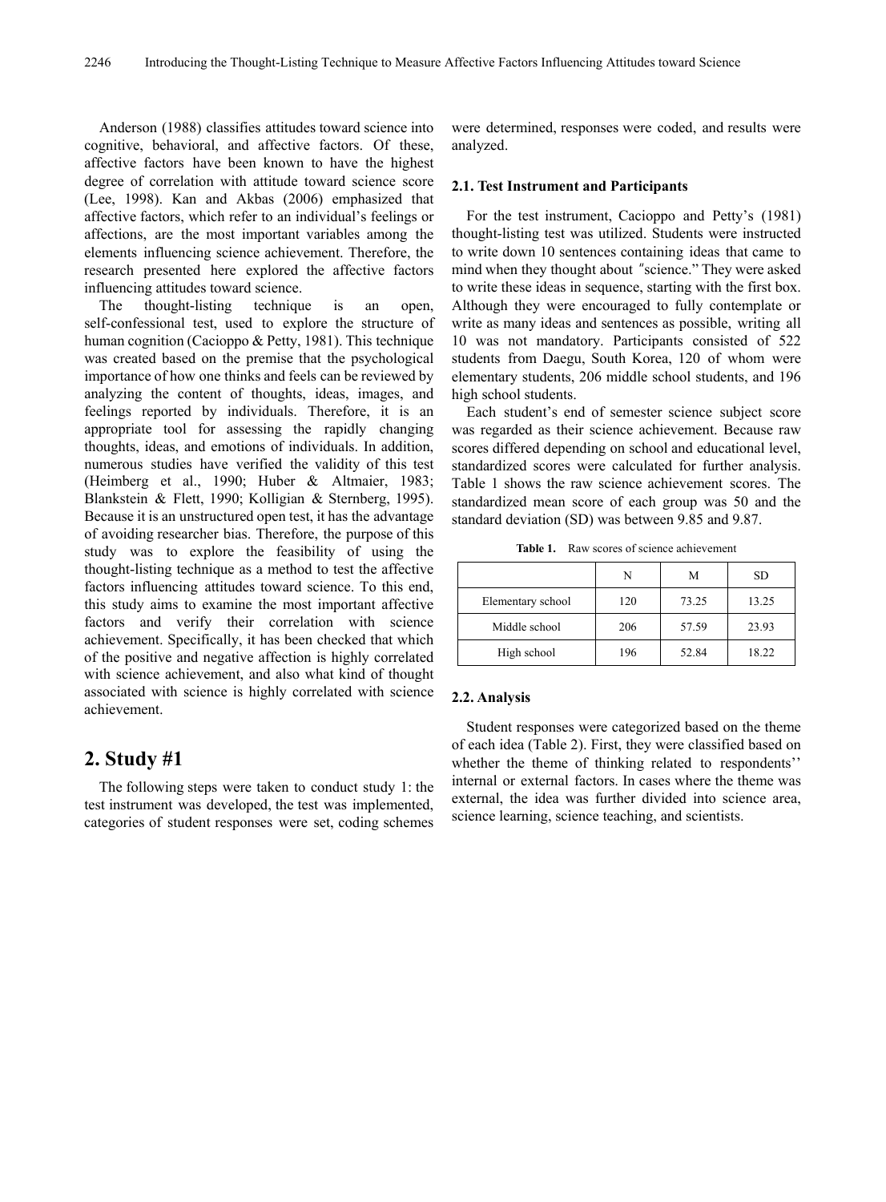Anderson (1988) classifies attitudes toward science into cognitive, behavioral, and affective factors. Of these, affective factors have been known to have the highest degree of correlation with attitude toward science score (Lee, 1998). Kan and Akbas (2006) emphasized that affective factors, which refer to an individual's feelings or affections, are the most important variables among the elements influencing science achievement. Therefore, the research presented here explored the affective factors influencing attitudes toward science.

The thought-listing technique is an open, self-confessional test, used to explore the structure of human cognition (Cacioppo & Petty, 1981). This technique was created based on the premise that the psychological importance of how one thinks and feels can be reviewed by analyzing the content of thoughts, ideas, images, and feelings reported by individuals. Therefore, it is an appropriate tool for assessing the rapidly changing thoughts, ideas, and emotions of individuals. In addition, numerous studies have verified the validity of this test (Heimberg et al., 1990; Huber & Altmaier, 1983; Blankstein & Flett, 1990; Kolligian & Sternberg, 1995). Because it is an unstructured open test, it has the advantage of avoiding researcher bias. Therefore, the purpose of this study was to explore the feasibility of using the thought-listing technique as a method to test the affective factors influencing attitudes toward science. To this end, this study aims to examine the most important affective factors and verify their correlation with science achievement. Specifically, it has been checked that which of the positive and negative affection is highly correlated with science achievement, and also what kind of thought associated with science is highly correlated with science achievement.

## 2. Study #1

The following steps were taken to conduct study 1: the test instrument was developed, the test was implemented, categories of student responses were set, coding schemes were determined, responses were coded, and results were analyzed.

### 2.1. Test Instrument and Participants

For the test instrument, Cacioppo and Petty's (1981) thought-listing test was utilized. Students were instructed to write down 10 sentences containing ideas that came to mind when they thought about "science." They were asked to write these ideas in sequence, starting with the first box. Although they were encouraged to fully contemplate or write as many ideas and sentences as possible, writing all 10 was not mandatory. Participants consisted of 522 students from Daegu, South Korea, 120 of whom were elementary students, 206 middle school students, and 196 high school students.

Each student's end of semester science subject score was regarded as their science achievement. Because raw scores differed depending on school and educational level, standardized scores were calculated for further analysis. Table 1 shows the raw science achievement scores. The standardized mean score of each group was 50 and the standard deviation (SD) was between 9.85 and 9.87.

**Table 1.** Raw scores of science achievement

| | N | M | SD |
|---|---|---|---|
| Elementary school | 120 | 73.25 | 13.25 |
| Middle school | 206 | 57.59 | 23.93 |
| High school | 196 | 52.84 | 18.22 |

### 2.2. Analysis

Student responses were categorized based on the theme of each idea (Table 2). First, they were classified based on whether the theme of thinking related to respondents'' internal or external factors. In cases where the theme was external, the idea was further divided into science area, science learning, science teaching, and scientists.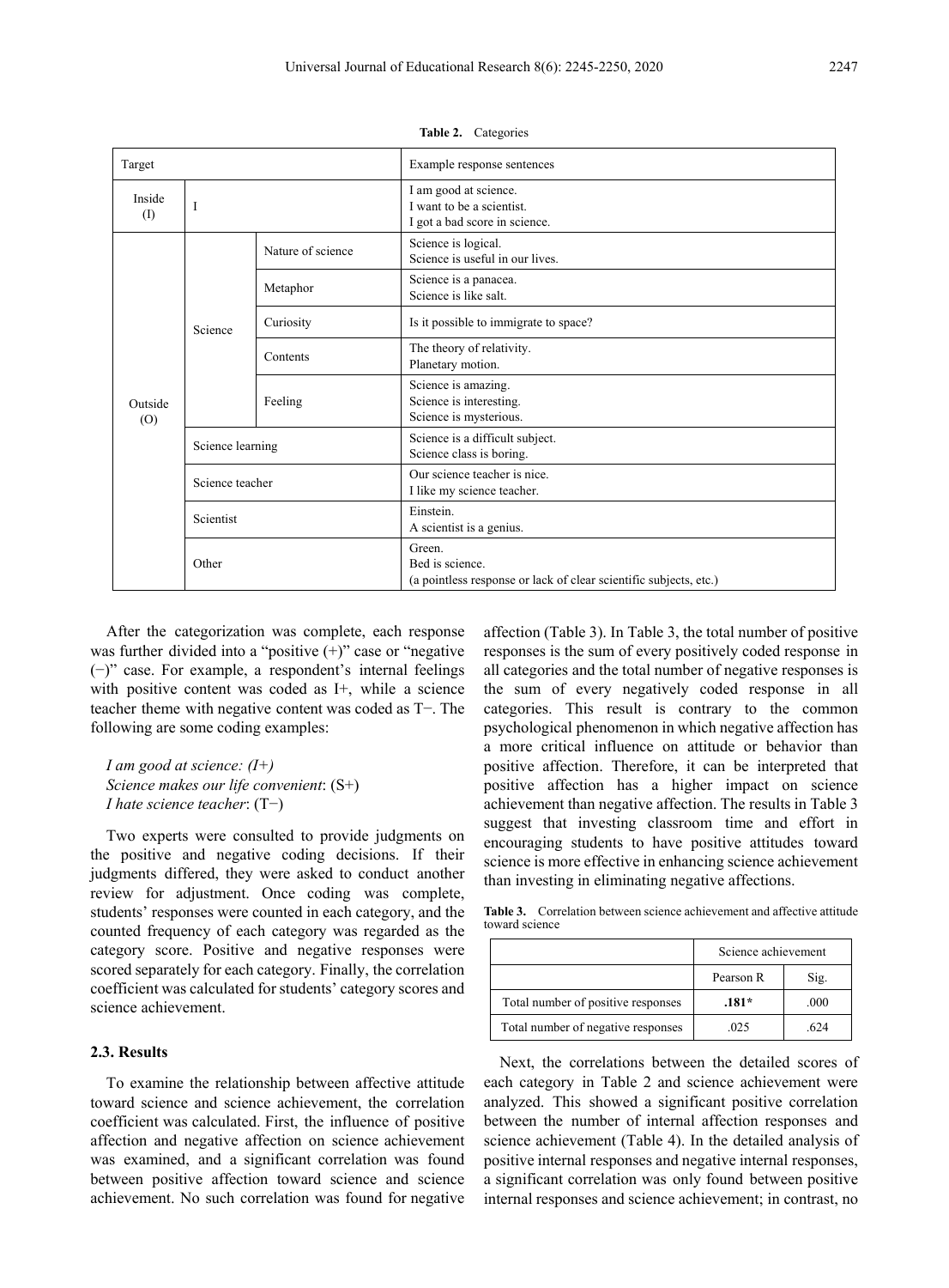**Table 2.** Categories

| Target | | | Example response sentences |
|---|---|---|---|
| Inside (I) | I | | I am good at science.<br>I want to be a scientist.<br>I got a bad score in science. |
| Outside (O) | Science | Nature of science | Science is logical.<br>Science is useful in our lives. |
| | | Metaphor | Science is a panacea.<br>Science is like salt. |
| | | Curiosity | Is it possible to immigrate to space? |
| | | Contents | The theory of relativity.<br>Planetary motion. |
| | | Feeling | Science is amazing.<br>Science is interesting.<br>Science is mysterious. |
| | Science learning | | Science is a difficult subject.<br>Science class is boring. |
| | Science teacher | | Our science teacher is nice.<br>I like my science teacher. |
| | Scientist | | Einstein.<br>A scientist is a genius. |
| | Other | | Green.<br>Bed is science.<br>(a pointless response or lack of clear scientific subjects, etc.) |

After the categorization was complete, each response was further divided into a "positive (+)" case or "negative (−)" case. For example, a respondent's internal feelings with positive content was coded as I+, while a science teacher theme with negative content was coded as T−. The following are some coding examples:

*I am good at science: (I+)*
*Science makes our life convenient*: (S+)
*I hate science teacher*: (T−)

Two experts were consulted to provide judgments on the positive and negative coding decisions. If their judgments differed, they were asked to conduct another review for adjustment. Once coding was complete, students' responses were counted in each category, and the counted frequency of each category was regarded as the category score. Positive and negative responses were scored separately for each category. Finally, the correlation coefficient was calculated for students' category scores and science achievement.

### 2.3. Results

To examine the relationship between affective attitude toward science and science achievement, the correlation coefficient was calculated. First, the influence of positive affection and negative affection on science achievement was examined, and a significant correlation was found between positive affection toward science and science achievement. No such correlation was found for negative affection (Table 3). In Table 3, the total number of positive responses is the sum of every positively coded response in all categories and the total number of negative responses is the sum of every negatively coded response in all categories. This result is contrary to the common psychological phenomenon in which negative affection has a more critical influence on attitude or behavior than positive affection. Therefore, it can be interpreted that positive affection has a higher impact on science achievement than negative affection. The results in Table 3 suggest that investing classroom time and effort in encouraging students to have positive attitudes toward science is more effective in enhancing science achievement than investing in eliminating negative affections.

**Table 3.** Correlation between science achievement and affective attitude toward science

| | Science achievement | |
|---|---|---|
| | Pearson R | Sig. |
| Total number of positive responses | **.181*** | .000 |
| Total number of negative responses | .025 | .624 |

Next, the correlations between the detailed scores of each category in Table 2 and science achievement were analyzed. This showed a significant positive correlation between the number of internal affection responses and science achievement (Table 4). In the detailed analysis of positive internal responses and negative internal responses, a significant correlation was only found between positive internal responses and science achievement; in contrast, no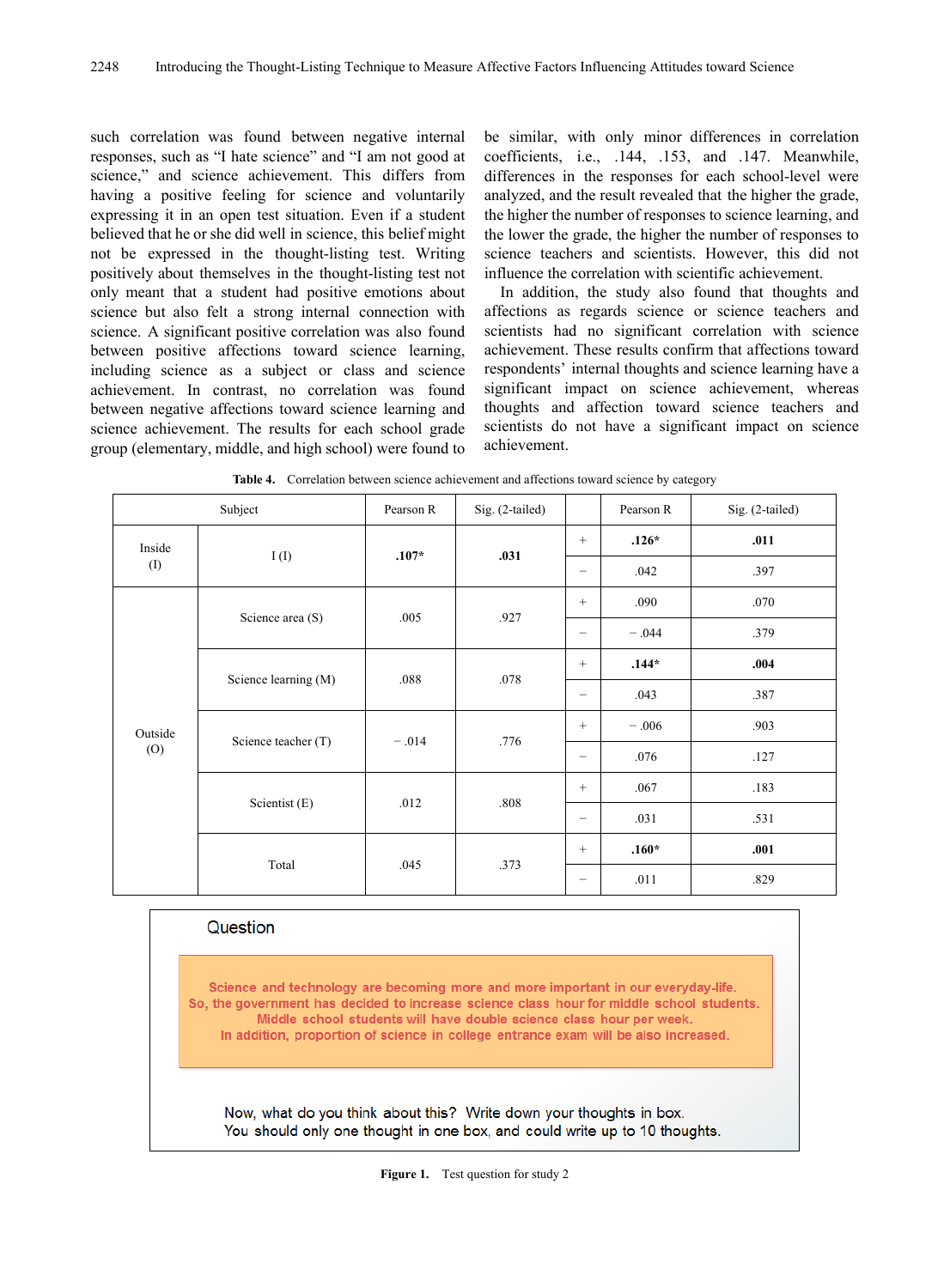such correlation was found between negative internal responses, such as "I hate science" and "I am not good at science," and science achievement. This differs from having a positive feeling for science and voluntarily expressing it in an open test situation. Even if a student believed that he or she did well in science, this belief might not be expressed in the thought-listing test. Writing positively about themselves in the thought-listing test not only meant that a student had positive emotions about science but also felt a strong internal connection with science. A significant positive correlation was also found between positive affections toward science learning, including science as a subject or class and science achievement. In contrast, no correlation was found between negative affections toward science learning and science achievement. The results for each school grade group (elementary, middle, and high school) were found to be similar, with only minor differences in correlation coefficients, i.e., .144, .153, and .147. Meanwhile, differences in the responses for each school-level were analyzed, and the result revealed that the higher the grade, the higher the number of responses to science learning, and the lower the grade, the higher the number of responses to science teachers and scientists. However, this did not influence the correlation with scientific achievement.

In addition, the study also found that thoughts and affections as regards science or science teachers and scientists had no significant correlation with science achievement. These results confirm that affections toward respondents' internal thoughts and science learning have a significant impact on science achievement, whereas thoughts and affection toward science teachers and scientists do not have a significant impact on science achievement.

**Table 4.** Correlation between science achievement and affections toward science by category

| Subject | | Pearson R | Sig. (2-tailed) | | Pearson R | Sig. (2-tailed) |
|---|---|---|---|---|---|---|
| Inside (I) | I (I) | **.107*** | **.031** | + | **.126*** | **.011** |
| | | | | − | .042 | .397 |
| Outside (O) | Science area (S) | .005 | .927 | + | .090 | .070 |
| | | | | − | − .044 | .379 |
| | Science learning (M) | .088 | .078 | + | **.144*** | **.004** |
| | | | | − | .043 | .387 |
| | Science teacher (T) | − .014 | .776 | + | − .006 | .903 |
| | | | | − | .076 | .127 |
| | Scientist (E) | .012 | .808 | + | .067 | .183 |
| | | | | − | .031 | .531 |
| | Total | .045 | .373 | + | **.160*** | **.001** |
| | | | | − | .011 | .829 |

Question

Science and technology are becoming more and more important in our everyday-life.
So, the government has decided to increase science class hour for middle school students.
Middle school students will have double science class hour per week.
In addition, proportion of science in college entrance exam will be also increased.

Now, what do you think about this? Write down your thoughts in box.
You should only one thought in one box, and could write up to 10 thoughts.

**Figure 1.** Test question for study 2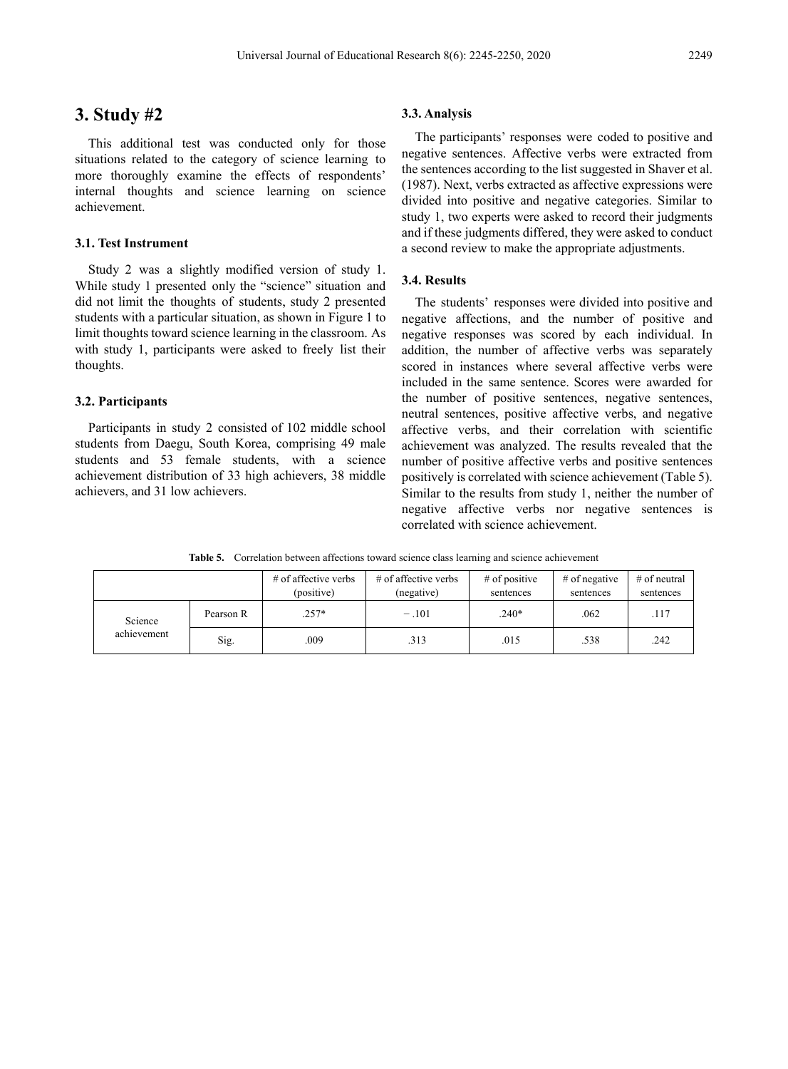# 3. Study #2

This additional test was conducted only for those situations related to the category of science learning to more thoroughly examine the effects of respondents' internal thoughts and science learning on science achievement.

### 3.1. Test Instrument

Study 2 was a slightly modified version of study 1. While study 1 presented only the "science" situation and did not limit the thoughts of students, study 2 presented students with a particular situation, as shown in Figure 1 to limit thoughts toward science learning in the classroom. As with study 1, participants were asked to freely list their thoughts.

### 3.2. Participants

Participants in study 2 consisted of 102 middle school students from Daegu, South Korea, comprising 49 male students and 53 female students, with a science achievement distribution of 33 high achievers, 38 middle achievers, and 31 low achievers.

### 3.3. Analysis

The participants' responses were coded to positive and negative sentences. Affective verbs were extracted from the sentences according to the list suggested in Shaver et al. (1987). Next, verbs extracted as affective expressions were divided into positive and negative categories. Similar to study 1, two experts were asked to record their judgments and if these judgments differed, they were asked to conduct a second review to make the appropriate adjustments.

### 3.4. Results

The students' responses were divided into positive and negative affections, and the number of positive and negative responses was scored by each individual. In addition, the number of affective verbs was separately scored in instances where several affective verbs were included in the same sentence. Scores were awarded for the number of positive sentences, negative sentences, neutral sentences, positive affective verbs, and negative affective verbs, and their correlation with scientific achievement was analyzed. The results revealed that the number of positive affective verbs and positive sentences positively is correlated with science achievement (Table 5). Similar to the results from study 1, neither the number of negative affective verbs nor negative sentences is correlated with science achievement.

**Table 5.** Correlation between affections toward science class learning and science achievement

| | | # of affective verbs (positive) | # of affective verbs (negative) | # of positive sentences | # of negative sentences | # of neutral sentences |
|---|---|---|---|---|---|---|
| Science achievement | Pearson R | .257* | − .101 | .240* | .062 | .117 |
| | Sig. | .009 | .313 | .015 | .538 | .242 |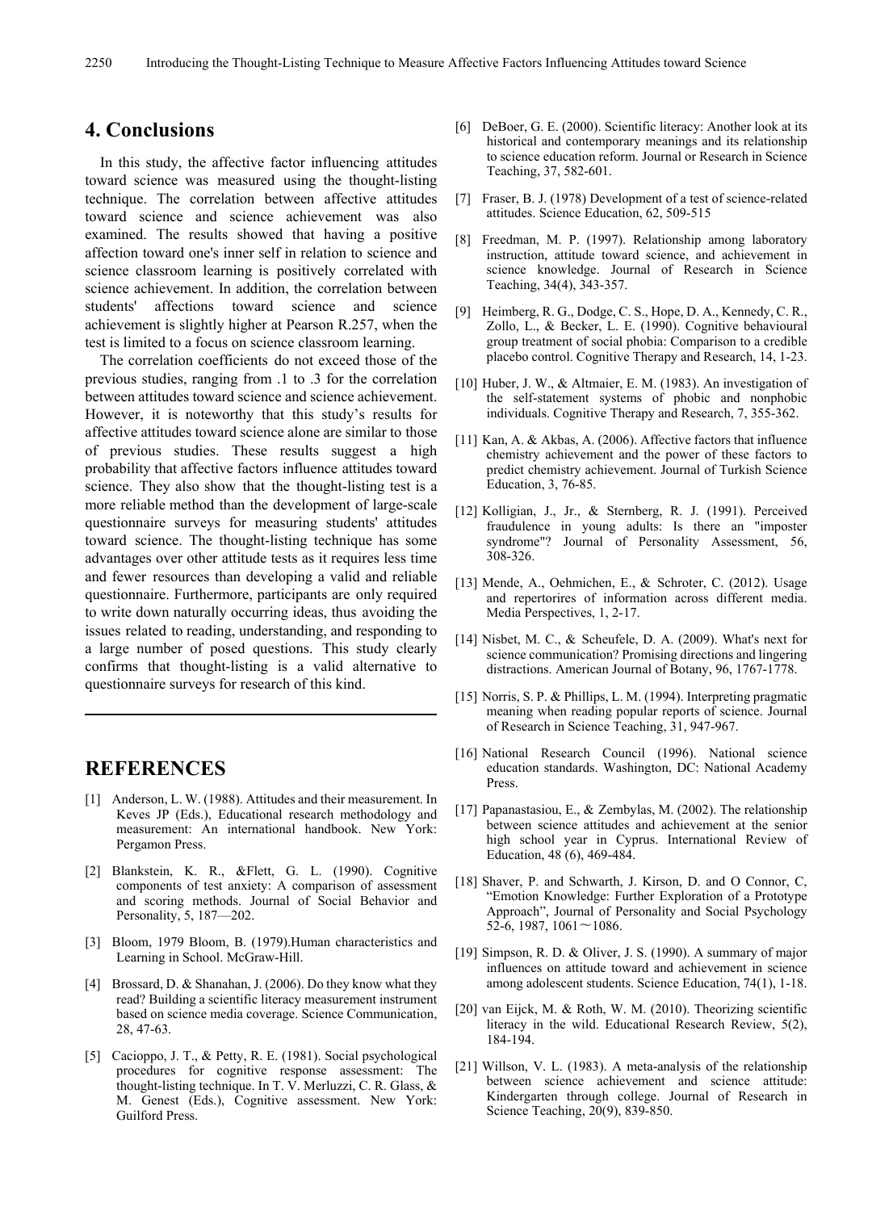## 4. Conclusions

In this study, the affective factor influencing attitudes toward science was measured using the thought-listing technique. The correlation between affective attitudes toward science and science achievement was also examined. The results showed that having a positive affection toward one's inner self in relation to science and science classroom learning is positively correlated with science achievement. In addition, the correlation between students' affections toward science and science achievement is slightly higher at Pearson R.257, when the test is limited to a focus on science classroom learning.

The correlation coefficients do not exceed those of the previous studies, ranging from .1 to .3 for the correlation between attitudes toward science and science achievement. However, it is noteworthy that this study's results for affective attitudes toward science alone are similar to those of previous studies. These results suggest a high probability that affective factors influence attitudes toward science. They also show that the thought-listing test is a more reliable method than the development of large-scale questionnaire surveys for measuring students' attitudes toward science. The thought-listing technique has some advantages over other attitude tests as it requires less time and fewer resources than developing a valid and reliable questionnaire. Furthermore, participants are only required to write down naturally occurring ideas, thus avoiding the issues related to reading, understanding, and responding to a large number of posed questions. This study clearly confirms that thought-listing is a valid alternative to questionnaire surveys for research of this kind.

## REFERENCES

[1] Anderson, L. W. (1988). Attitudes and their measurement. In Keves JP (Eds.), Educational research methodology and measurement: An international handbook. New York: Pergamon Press.

[2] Blankstein, K. R., &Flett, G. L. (1990). Cognitive components of test anxiety: A comparison of assessment and scoring methods. Journal of Social Behavior and Personality, 5, 187—202.

[3] Bloom, 1979 Bloom, B. (1979).Human characteristics and Learning in School. McGraw-Hill.

[4] Brossard, D. & Shanahan, J. (2006). Do they know what they read? Building a scientific literacy measurement instrument based on science media coverage. Science Communication, 28, 47-63.

[5] Cacioppo, J. T., & Petty, R. E. (1981). Social psychological procedures for cognitive response assessment: The thought-listing technique. In T. V. Merluzzi, C. R. Glass, & M. Genest (Eds.), Cognitive assessment. New York: Guilford Press.

[6] DeBoer, G. E. (2000). Scientific literacy: Another look at its historical and contemporary meanings and its relationship to science education reform. Journal or Research in Science Teaching, 37, 582-601.

[7] Fraser, B. J. (1978) Development of a test of science-related attitudes. Science Education, 62, 509-515

[8] Freedman, M. P. (1997). Relationship among laboratory instruction, attitude toward science, and achievement in science knowledge. Journal of Research in Science Teaching, 34(4), 343-357.

[9] Heimberg, R. G., Dodge, C. S., Hope, D. A., Kennedy, C. R., Zollo, L., & Becker, L. E. (1990). Cognitive behavioural group treatment of social phobia: Comparison to a credible placebo control. Cognitive Therapy and Research, 14, 1-23.

[10] Huber, J. W., & Altmaier, E. M. (1983). An investigation of the self-statement systems of phobic and nonphobic individuals. Cognitive Therapy and Research, 7, 355-362.

[11] Kan, A. & Akbas, A. (2006). Affective factors that influence chemistry achievement and the power of these factors to predict chemistry achievement. Journal of Turkish Science Education, 3, 76-85.

[12] Kolligian, J., Jr., & Sternberg, R. J. (1991). Perceived fraudulence in young adults: Is there an "imposter syndrome"? Journal of Personality Assessment, 56, 308-326.

[13] Mende, A., Oehmichen, E., & Schroter, C. (2012). Usage and repertorires of information across different media. Media Perspectives, 1, 2-17.

[14] Nisbet, M. C., & Scheufele, D. A. (2009). What's next for science communication? Promising directions and lingering distractions. American Journal of Botany, 96, 1767-1778.

[15] Norris, S. P. & Phillips, L. M. (1994). Interpreting pragmatic meaning when reading popular reports of science. Journal of Research in Science Teaching, 31, 947-967.

[16] National Research Council (1996). National science education standards. Washington, DC: National Academy Press.

[17] Papanastasiou, E., & Zembylas, M. (2002). The relationship between science attitudes and achievement at the senior high school year in Cyprus. International Review of Education, 48 (6), 469-484.

[18] Shaver, P. and Schwarth, J. Kirson, D. and O Connor, C, "Emotion Knowledge: Further Exploration of a Prototype Approach", Journal of Personality and Social Psychology 52-6, 1987, 1061～1086.

[19] Simpson, R. D. & Oliver, J. S. (1990). A summary of major influences on attitude toward and achievement in science among adolescent students. Science Education, 74(1), 1-18.

[20] van Eijck, M. & Roth, W. M. (2010). Theorizing scientific literacy in the wild. Educational Research Review, 5(2), 184-194.

[21] Willson, V. L. (1983). A meta-analysis of the relationship between science achievement and science attitude: Kindergarten through college. Journal of Research in Science Teaching, 20(9), 839-850.